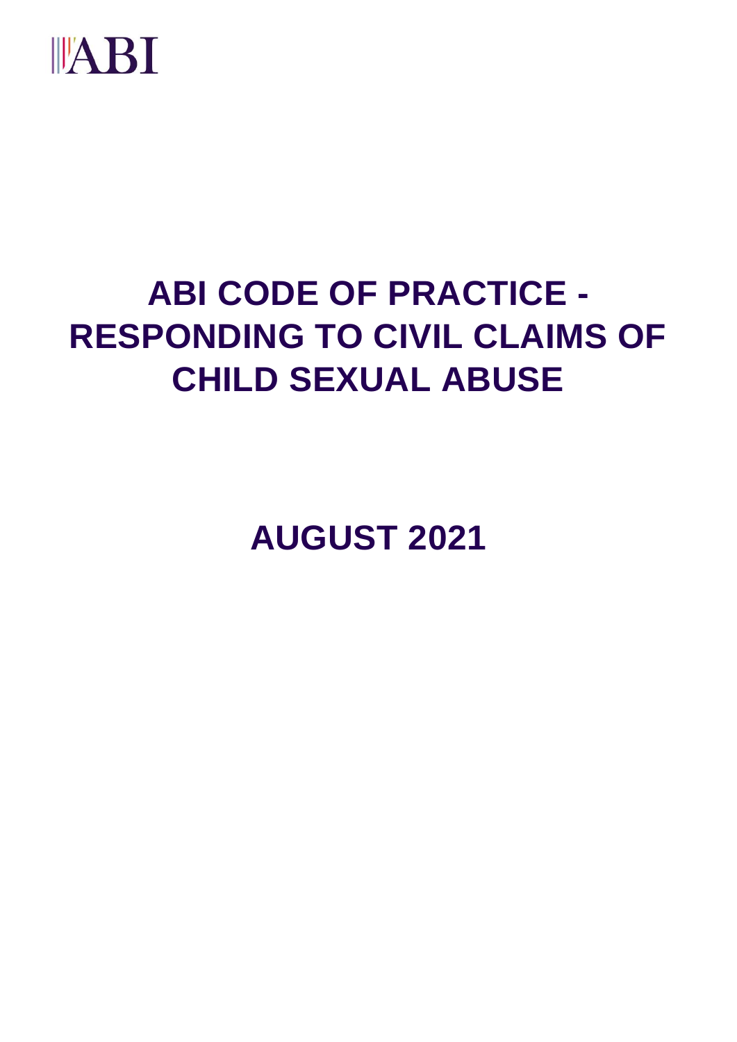ABI

# ABI CODE OF PRACTICE - RESPONDING TO CIVIL CLAIMS OF CHILD SEXUAL ABUSE

## AUGUST 2021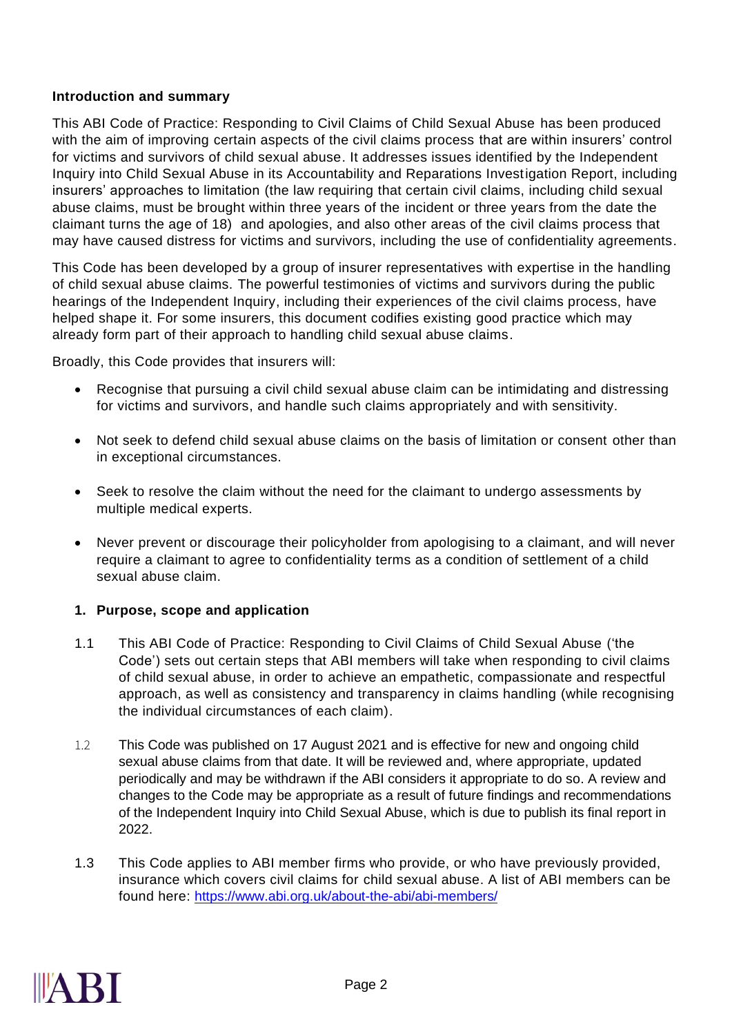**Introduction and summary**

This ABI Code of Practice: Responding to Civil Claims of Child Sexual Abuse has been produced with the aim of improving certain aspects of the civil claims process that are within insurers' control for victims and survivors of child sexual abuse. It addresses issues identified by the Independent Inquiry into Child Sexual Abuse in its Accountability and Reparations Investigation Report, including insurers' approaches to limitation (the law requiring that certain civil claims, including child sexual abuse claims, must be brought within three years of the incident or three years from the date the claimant turns the age of 18) and apologies, and also other areas of the civil claims process that may have caused distress for victims and survivors, including the use of confidentiality agreements.

This Code has been developed by a group of insurer representatives with expertise in the handling of child sexual abuse claims. The powerful testimonies of victims and survivors during the public hearings of the Independent Inquiry, including their experiences of the civil claims process, have helped shape it. For some insurers, this document codifies existing good practice which may already form part of their approach to handling child sexual abuse claims.

Broadly, this Code provides that insurers will:

- Recognise that pursuing a civil child sexual abuse claim can be intimidating and distressing for victims and survivors, and handle such claims appropriately and with sensitivity.
- Not seek to defend child sexual abuse claims on the basis of limitation or consent other than in exceptional circumstances.
- Seek to resolve the claim without the need for the claimant to undergo assessments by multiple medical experts.
- Never prevent or discourage their policyholder from apologising to a claimant, and will never require a claimant to agree to confidentiality terms as a condition of settlement of a child sexual abuse claim.

**1. Purpose, scope and application**

1.1 This ABI Code of Practice: Responding to Civil Claims of Child Sexual Abuse ('the Code') sets out certain steps that ABI members will take when responding to civil claims of child sexual abuse, in order to achieve an empathetic, compassionate and respectful approach, as well as consistency and transparency in claims handling (while recognising the individual circumstances of each claim).

1.2 This Code was published on 17 August 2021 and is effective for new and ongoing child sexual abuse claims from that date. It will be reviewed and, where appropriate, updated periodically and may be withdrawn if the ABI considers it appropriate to do so. A review and changes to the Code may be appropriate as a result of future findings and recommendations of the Independent Inquiry into Child Sexual Abuse, which is due to publish its final report in 2022.

1.3 This Code applies to ABI member firms who provide, or who have previously provided, insurance which covers civil claims for child sexual abuse. A list of ABI members can be found here: https://www.abi.org.uk/about-the-abi/abi-members/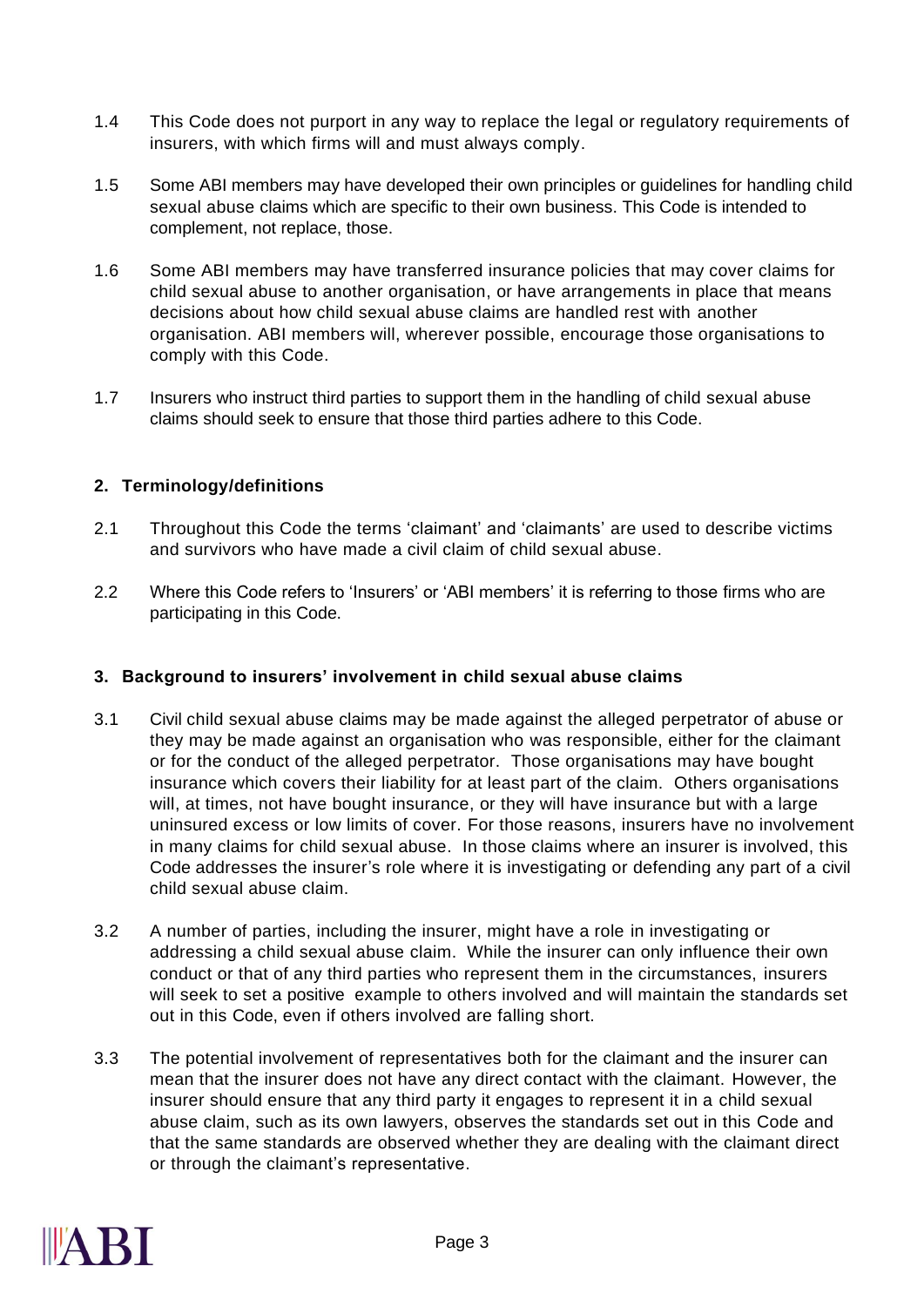1.4 This Code does not purport in any way to replace the legal or regulatory requirements of insurers, with which firms will and must always comply.

1.5 Some ABI members may have developed their own principles or guidelines for handling child sexual abuse claims which are specific to their own business. This Code is intended to complement, not replace, those.

1.6 Some ABI members may have transferred insurance policies that may cover claims for child sexual abuse to another organisation, or have arrangements in place that means decisions about how child sexual abuse claims are handled rest with another organisation. ABI members will, wherever possible, encourage those organisations to comply with this Code.

1.7 Insurers who instruct third parties to support them in the handling of child sexual abuse claims should seek to ensure that those third parties adhere to this Code.

## 2. Terminology/definitions

2.1 Throughout this Code the terms 'claimant' and 'claimants' are used to describe victims and survivors who have made a civil claim of child sexual abuse.

2.2 Where this Code refers to 'Insurers' or 'ABI members' it is referring to those firms who are participating in this Code.

## 3. Background to insurers' involvement in child sexual abuse claims

3.1 Civil child sexual abuse claims may be made against the alleged perpetrator of abuse or they may be made against an organisation who was responsible, either for the claimant or for the conduct of the alleged perpetrator. Those organisations may have bought insurance which covers their liability for at least part of the claim. Others organisations will, at times, not have bought insurance, or they will have insurance but with a large uninsured excess or low limits of cover. For those reasons, insurers have no involvement in many claims for child sexual abuse. In those claims where an insurer is involved, this Code addresses the insurer's role where it is investigating or defending any part of a civil child sexual abuse claim.

3.2 A number of parties, including the insurer, might have a role in investigating or addressing a child sexual abuse claim. While the insurer can only influence their own conduct or that of any third parties who represent them in the circumstances, insurers will seek to set a positive example to others involved and will maintain the standards set out in this Code, even if others involved are falling short.

3.3 The potential involvement of representatives both for the claimant and the insurer can mean that the insurer does not have any direct contact with the claimant. However, the insurer should ensure that any third party it engages to represent it in a child sexual abuse claim, such as its own lawyers, observes the standards set out in this Code and that the same standards are observed whether they are dealing with the claimant direct or through the claimant's representative.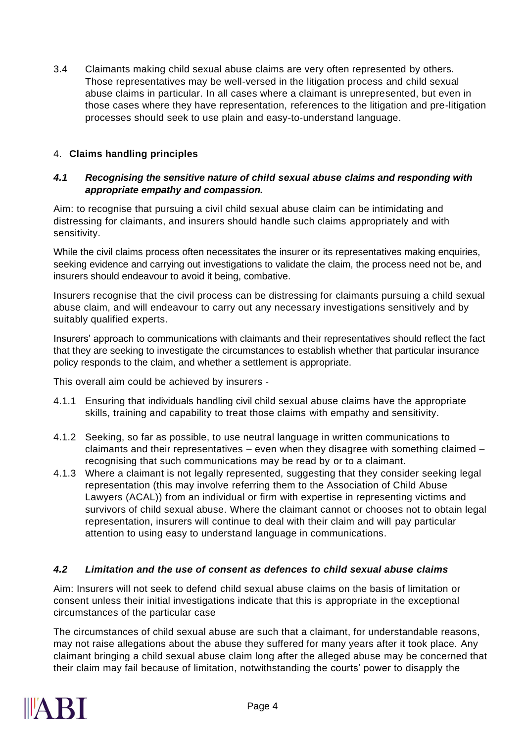3.4 Claimants making child sexual abuse claims are very often represented by others. Those representatives may be well-versed in the litigation process and child sexual abuse claims in particular. In all cases where a claimant is unrepresented, but even in those cases where they have representation, references to the litigation and pre-litigation processes should seek to use plain and easy-to-understand language.

## 4. **Claims handling principles**

### *4.1 Recognising the sensitive nature of child sexual abuse claims and responding with appropriate empathy and compassion.*

Aim: to recognise that pursuing a civil child sexual abuse claim can be intimidating and distressing for claimants, and insurers should handle such claims appropriately and with sensitivity.

While the civil claims process often necessitates the insurer or its representatives making enquiries, seeking evidence and carrying out investigations to validate the claim, the process need not be, and insurers should endeavour to avoid it being, combative.

Insurers recognise that the civil process can be distressing for claimants pursuing a child sexual abuse claim, and will endeavour to carry out any necessary investigations sensitively and by suitably qualified experts.

Insurers' approach to communications with claimants and their representatives should reflect the fact that they are seeking to investigate the circumstances to establish whether that particular insurance policy responds to the claim, and whether a settlement is appropriate.

This overall aim could be achieved by insurers -

4.1.1 Ensuring that individuals handling civil child sexual abuse claims have the appropriate skills, training and capability to treat those claims with empathy and sensitivity.

4.1.2 Seeking, so far as possible, to use neutral language in written communications to claimants and their representatives – even when they disagree with something claimed – recognising that such communications may be read by or to a claimant.

4.1.3 Where a claimant is not legally represented, suggesting that they consider seeking legal representation (this may involve referring them to the Association of Child Abuse Lawyers (ACAL)) from an individual or firm with expertise in representing victims and survivors of child sexual abuse. Where the claimant cannot or chooses not to obtain legal representation, insurers will continue to deal with their claim and will pay particular attention to using easy to understand language in communications.

### *4.2 Limitation and the use of consent as defences to child sexual abuse claims*

Aim: Insurers will not seek to defend child sexual abuse claims on the basis of limitation or consent unless their initial investigations indicate that this is appropriate in the exceptional circumstances of the particular case

The circumstances of child sexual abuse are such that a claimant, for understandable reasons, may not raise allegations about the abuse they suffered for many years after it took place. Any claimant bringing a child sexual abuse claim long after the alleged abuse may be concerned that their claim may fail because of limitation, notwithstanding the courts' power to disapply the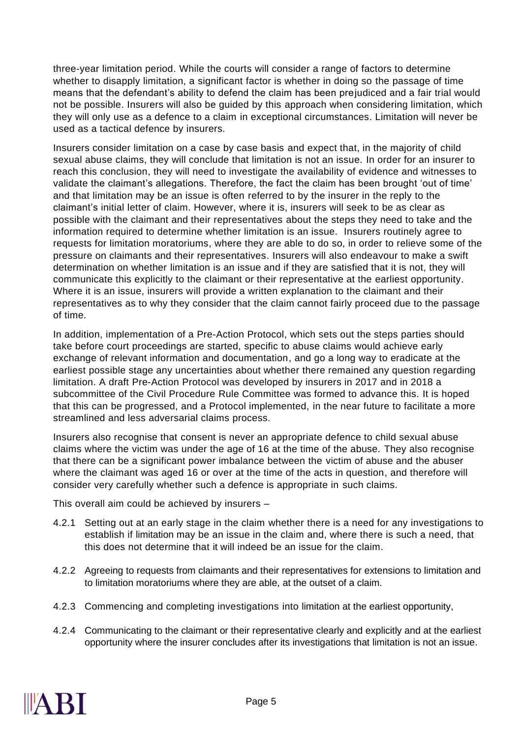three-year limitation period. While the courts will consider a range of factors to determine whether to disapply limitation, a significant factor is whether in doing so the passage of time means that the defendant's ability to defend the claim has been prejudiced and a fair trial would not be possible. Insurers will also be guided by this approach when considering limitation, which they will only use as a defence to a claim in exceptional circumstances. Limitation will never be used as a tactical defence by insurers.

Insurers consider limitation on a case by case basis and expect that, in the majority of child sexual abuse claims, they will conclude that limitation is not an issue. In order for an insurer to reach this conclusion, they will need to investigate the availability of evidence and witnesses to validate the claimant's allegations. Therefore, the fact the claim has been brought 'out of time' and that limitation may be an issue is often referred to by the insurer in the reply to the claimant's initial letter of claim. However, where it is, insurers will seek to be as clear as possible with the claimant and their representatives about the steps they need to take and the information required to determine whether limitation is an issue. Insurers routinely agree to requests for limitation moratoriums, where they are able to do so, in order to relieve some of the pressure on claimants and their representatives. Insurers will also endeavour to make a swift determination on whether limitation is an issue and if they are satisfied that it is not, they will communicate this explicitly to the claimant or their representative at the earliest opportunity. Where it is an issue, insurers will provide a written explanation to the claimant and their representatives as to why they consider that the claim cannot fairly proceed due to the passage of time.

In addition, implementation of a Pre-Action Protocol, which sets out the steps parties should take before court proceedings are started, specific to abuse claims would achieve early exchange of relevant information and documentation, and go a long way to eradicate at the earliest possible stage any uncertainties about whether there remained any question regarding limitation. A draft Pre-Action Protocol was developed by insurers in 2017 and in 2018 a subcommittee of the Civil Procedure Rule Committee was formed to advance this. It is hoped that this can be progressed, and a Protocol implemented, in the near future to facilitate a more streamlined and less adversarial claims process.

Insurers also recognise that consent is never an appropriate defence to child sexual abuse claims where the victim was under the age of 16 at the time of the abuse. They also recognise that there can be a significant power imbalance between the victim of abuse and the abuser where the claimant was aged 16 or over at the time of the acts in question, and therefore will consider very carefully whether such a defence is appropriate in such claims.

This overall aim could be achieved by insurers –

4.2.1 Setting out at an early stage in the claim whether there is a need for any investigations to establish if limitation may be an issue in the claim and, where there is such a need, that this does not determine that it will indeed be an issue for the claim.

4.2.2 Agreeing to requests from claimants and their representatives for extensions to limitation and to limitation moratoriums where they are able, at the outset of a claim.

4.2.3 Commencing and completing investigations into limitation at the earliest opportunity,

4.2.4 Communicating to the claimant or their representative clearly and explicitly and at the earliest opportunity where the insurer concludes after its investigations that limitation is not an issue.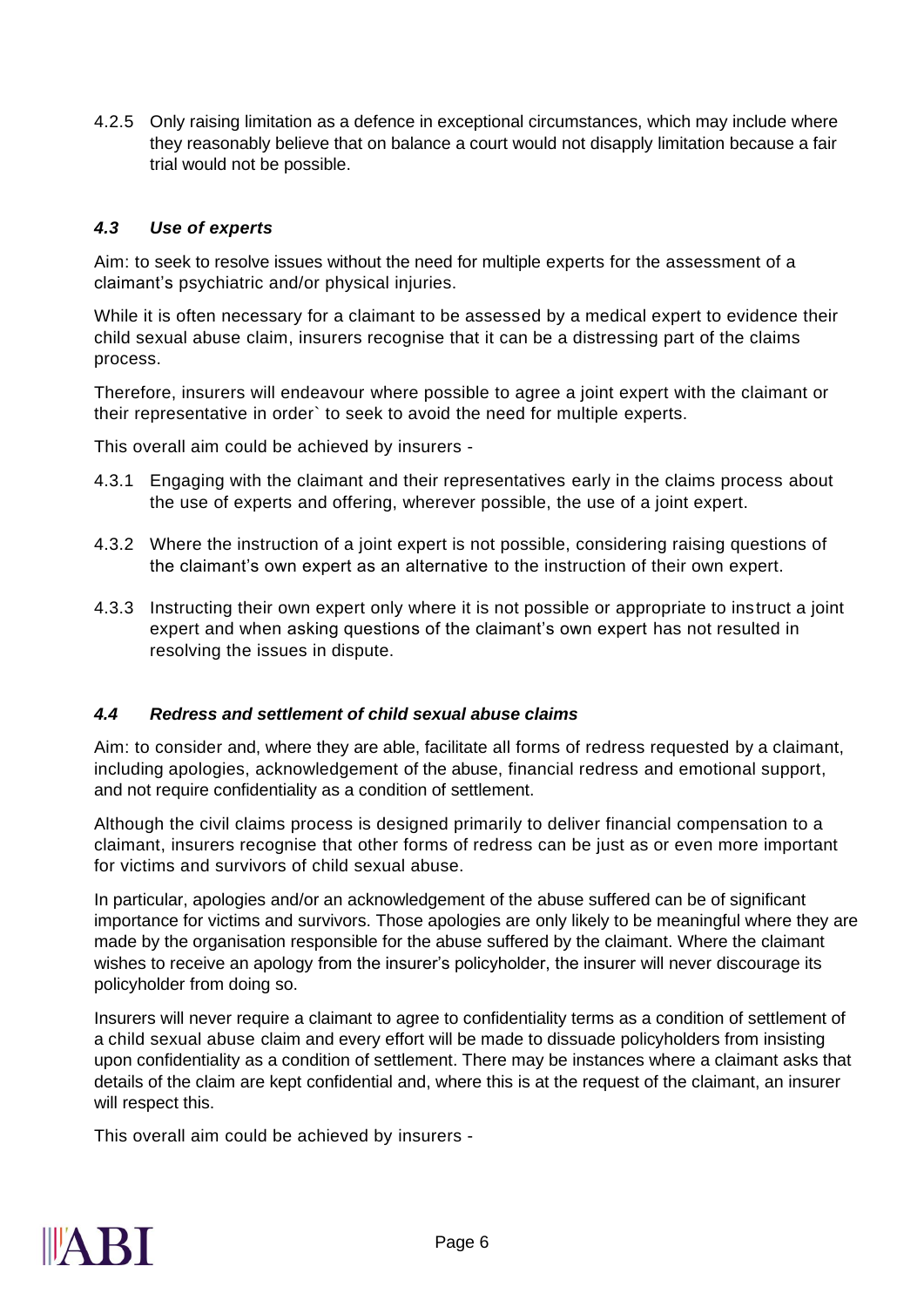4.2.5 Only raising limitation as a defence in exceptional circumstances, which may include where they reasonably believe that on balance a court would not disapply limitation because a fair trial would not be possible.

### *4.3 Use of experts*

Aim: to seek to resolve issues without the need for multiple experts for the assessment of a claimant's psychiatric and/or physical injuries.

While it is often necessary for a claimant to be assessed by a medical expert to evidence their child sexual abuse claim, insurers recognise that it can be a distressing part of the claims process.

Therefore, insurers will endeavour where possible to agree a joint expert with the claimant or their representative in order` to seek to avoid the need for multiple experts.

This overall aim could be achieved by insurers -

4.3.1 Engaging with the claimant and their representatives early in the claims process about the use of experts and offering, wherever possible, the use of a joint expert.

4.3.2 Where the instruction of a joint expert is not possible, considering raising questions of the claimant's own expert as an alternative to the instruction of their own expert.

4.3.3 Instructing their own expert only where it is not possible or appropriate to instruct a joint expert and when asking questions of the claimant's own expert has not resulted in resolving the issues in dispute.

### *4.4 Redress and settlement of child sexual abuse claims*

Aim: to consider and, where they are able, facilitate all forms of redress requested by a claimant, including apologies, acknowledgement of the abuse, financial redress and emotional support, and not require confidentiality as a condition of settlement.

Although the civil claims process is designed primarily to deliver financial compensation to a claimant, insurers recognise that other forms of redress can be just as or even more important for victims and survivors of child sexual abuse.

In particular, apologies and/or an acknowledgement of the abuse suffered can be of significant importance for victims and survivors. Those apologies are only likely to be meaningful where they are made by the organisation responsible for the abuse suffered by the claimant. Where the claimant wishes to receive an apology from the insurer's policyholder, the insurer will never discourage its policyholder from doing so.

Insurers will never require a claimant to agree to confidentiality terms as a condition of settlement of a child sexual abuse claim and every effort will be made to dissuade policyholders from insisting upon confidentiality as a condition of settlement. There may be instances where a claimant asks that details of the claim are kept confidential and, where this is at the request of the claimant, an insurer will respect this.

This overall aim could be achieved by insurers -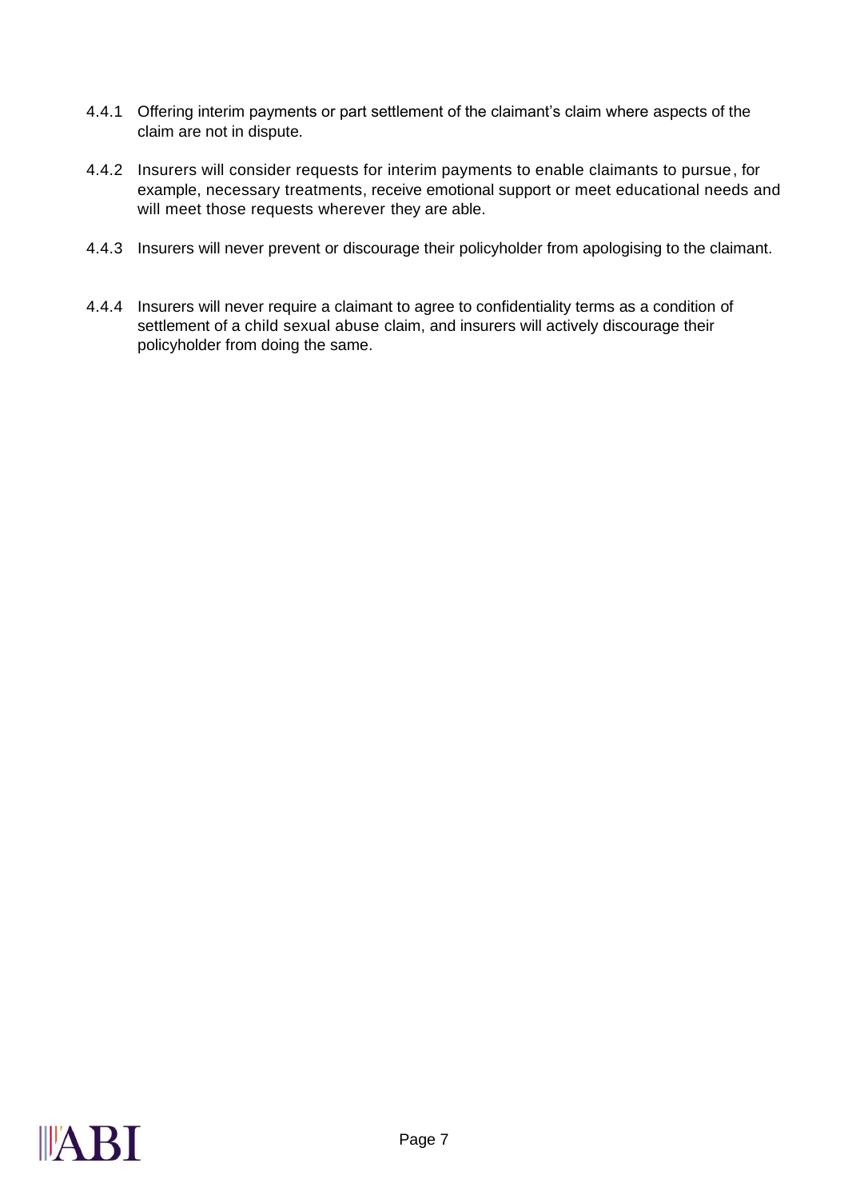4.4.1 Offering interim payments or part settlement of the claimant's claim where aspects of the claim are not in dispute.

4.4.2 Insurers will consider requests for interim payments to enable claimants to pursue, for example, necessary treatments, receive emotional support or meet educational needs and will meet those requests wherever they are able.

4.4.3 Insurers will never prevent or discourage their policyholder from apologising to the claimant.

4.4.4 Insurers will never require a claimant to agree to confidentiality terms as a condition of settlement of a child sexual abuse claim, and insurers will actively discourage their policyholder from doing the same.